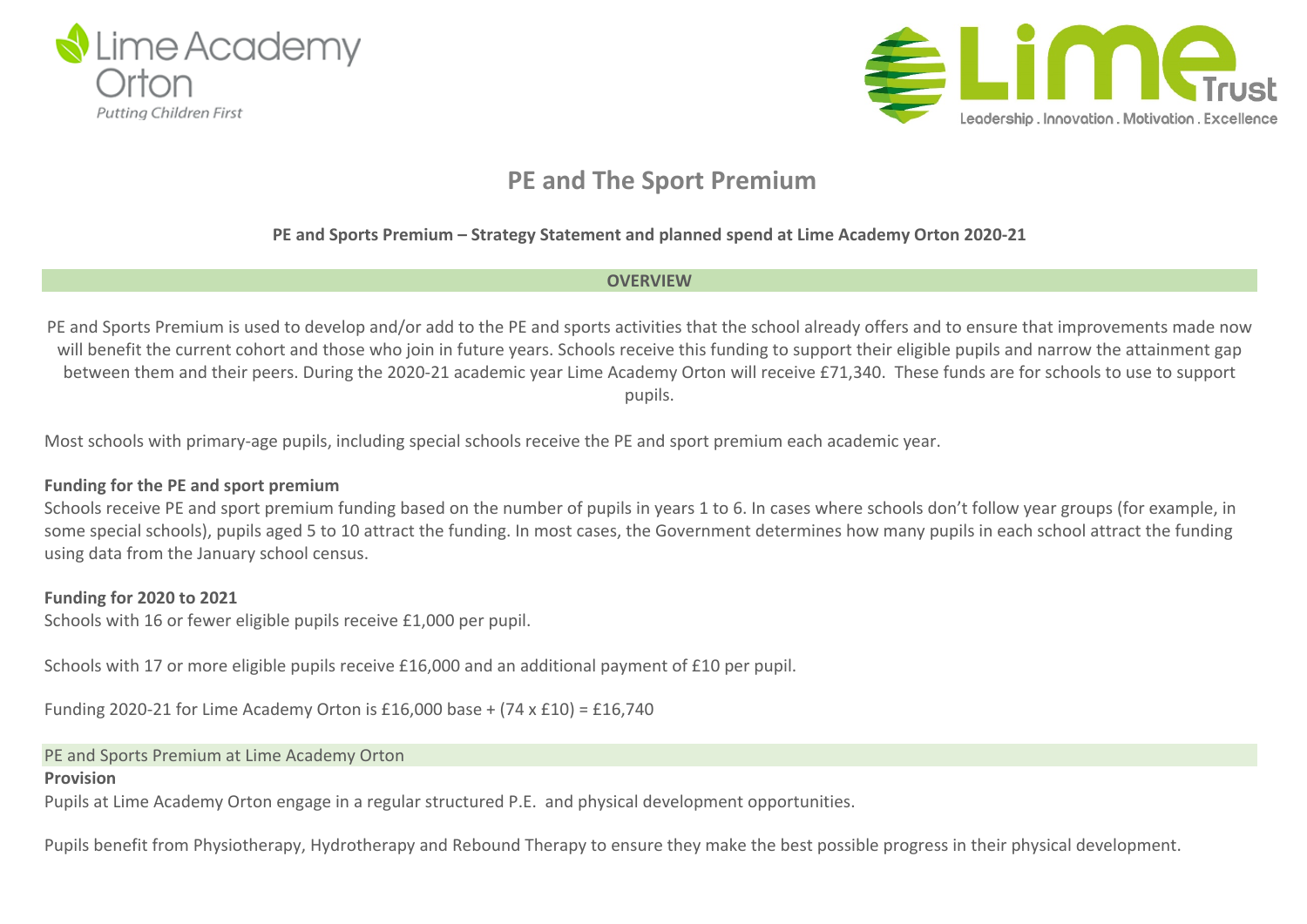Lime Academy Orton
*Putting Children First*

Lime Trust
Leadership . Innovation . Motivation . Excellence

# PE and The Sport Premium

**PE and Sports Premium – Strategy Statement and planned spend at Lime Academy Orton 2020-21**

**OVERVIEW**

PE and Sports Premium is used to develop and/or add to the PE and sports activities that the school already offers and to ensure that improvements made now will benefit the current cohort and those who join in future years. Schools receive this funding to support their eligible pupils and narrow the attainment gap between them and their peers. During the 2020-21 academic year Lime Academy Orton will receive £71,340. These funds are for schools to use to support pupils.

Most schools with primary-age pupils, including special schools receive the PE and sport premium each academic year.

**Funding for the PE and sport premium**

Schools receive PE and sport premium funding based on the number of pupils in years 1 to 6. In cases where schools don't follow year groups (for example, in some special schools), pupils aged 5 to 10 attract the funding. In most cases, the Government determines how many pupils in each school attract the funding using data from the January school census.

**Funding for 2020 to 2021**

Schools with 16 or fewer eligible pupils receive £1,000 per pupil.

Schools with 17 or more eligible pupils receive £16,000 and an additional payment of £10 per pupil.

Funding 2020-21 for Lime Academy Orton is £16,000 base + (74 x £10) = £16,740

PE and Sports Premium at Lime Academy Orton

**Provision**

Pupils at Lime Academy Orton engage in a regular structured P.E. and physical development opportunities.

Pupils benefit from Physiotherapy, Hydrotherapy and Rebound Therapy to ensure they make the best possible progress in their physical development.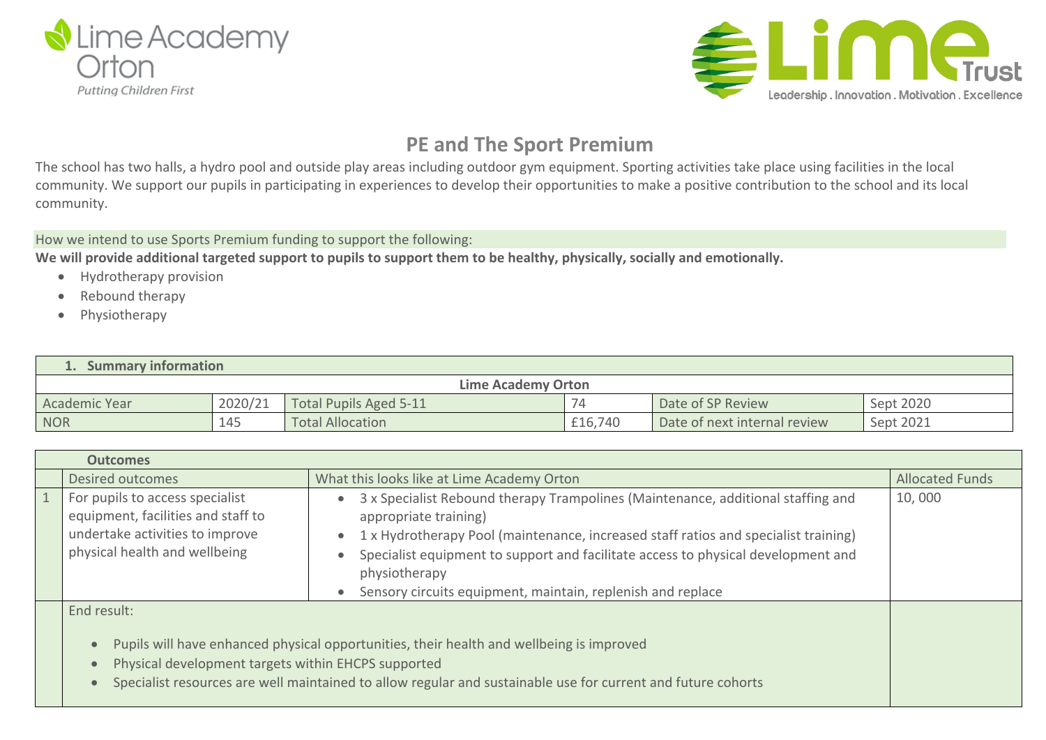Lime Academy Orton

Putting Children First

Lime Trust

Leadership . Innovation . Motivation . Excellence

# PE and The Sport Premium

The school has two halls, a hydro pool and outside play areas including outdoor gym equipment. Sporting activities take place using facilities in the local community. We support our pupils in participating in experiences to develop their opportunities to make a positive contribution to the school and its local community.

How we intend to use Sports Premium funding to support the following:

**We will provide additional targeted support to pupils to support them to be healthy, physically, socially and emotionally.**

- Hydrotherapy provision
- Rebound therapy
- Physiotherapy

| **1. Summary information** | | | | | |
|---|---|---|---|---|---|
| **Lime Academy Orton** | | | | | |
| Academic Year | 2020/21 | Total Pupils Aged 5-11 | 74 | Date of SP Review | Sept 2020 |
| NOR | 145 | Total Allocation | £16,740 | Date of next internal review | Sept 2021 |

| | **Outcomes** | | |
|---|---|---|---|
| | Desired outcomes | What this looks like at Lime Academy Orton | Allocated Funds |
| 1 | For pupils to access specialist equipment, facilities and staff to undertake activities to improve physical health and wellbeing | • 3 x Specialist Rebound therapy Trampolines (Maintenance, additional staffing and appropriate training)<br>• 1 x Hydrotherapy Pool (maintenance, increased staff ratios and specialist training)<br>• Specialist equipment to support and facilitate access to physical development and physiotherapy<br>• Sensory circuits equipment, maintain, replenish and replace | 10, 000 |
| | End result:<br>• Pupils will have enhanced physical opportunities, their health and wellbeing is improved<br>• Physical development targets within EHCPS supported<br>• Specialist resources are well maintained to allow regular and sustainable use for current and future cohorts | | |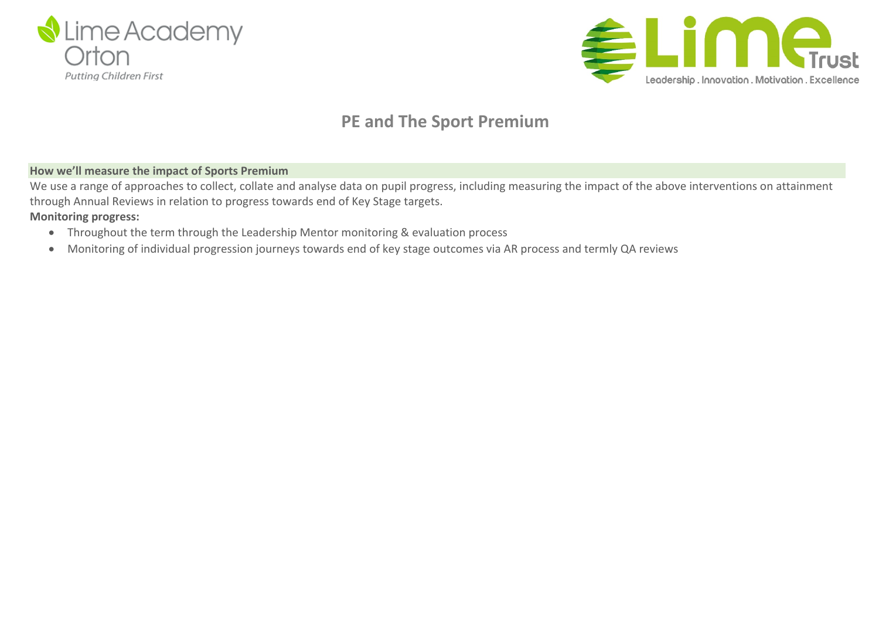Lime Academy Orton
*Putting Children First*

Lime Trust
Leadership . Innovation . Motivation . Excellence

# PE and The Sport Premium

**How we'll measure the impact of Sports Premium**

We use a range of approaches to collect, collate and analyse data on pupil progress, including measuring the impact of the above interventions on attainment through Annual Reviews in relation to progress towards end of Key Stage targets.

**Monitoring progress:**

- Throughout the term through the Leadership Mentor monitoring & evaluation process
- Monitoring of individual progression journeys towards end of key stage outcomes via AR process and termly QA reviews